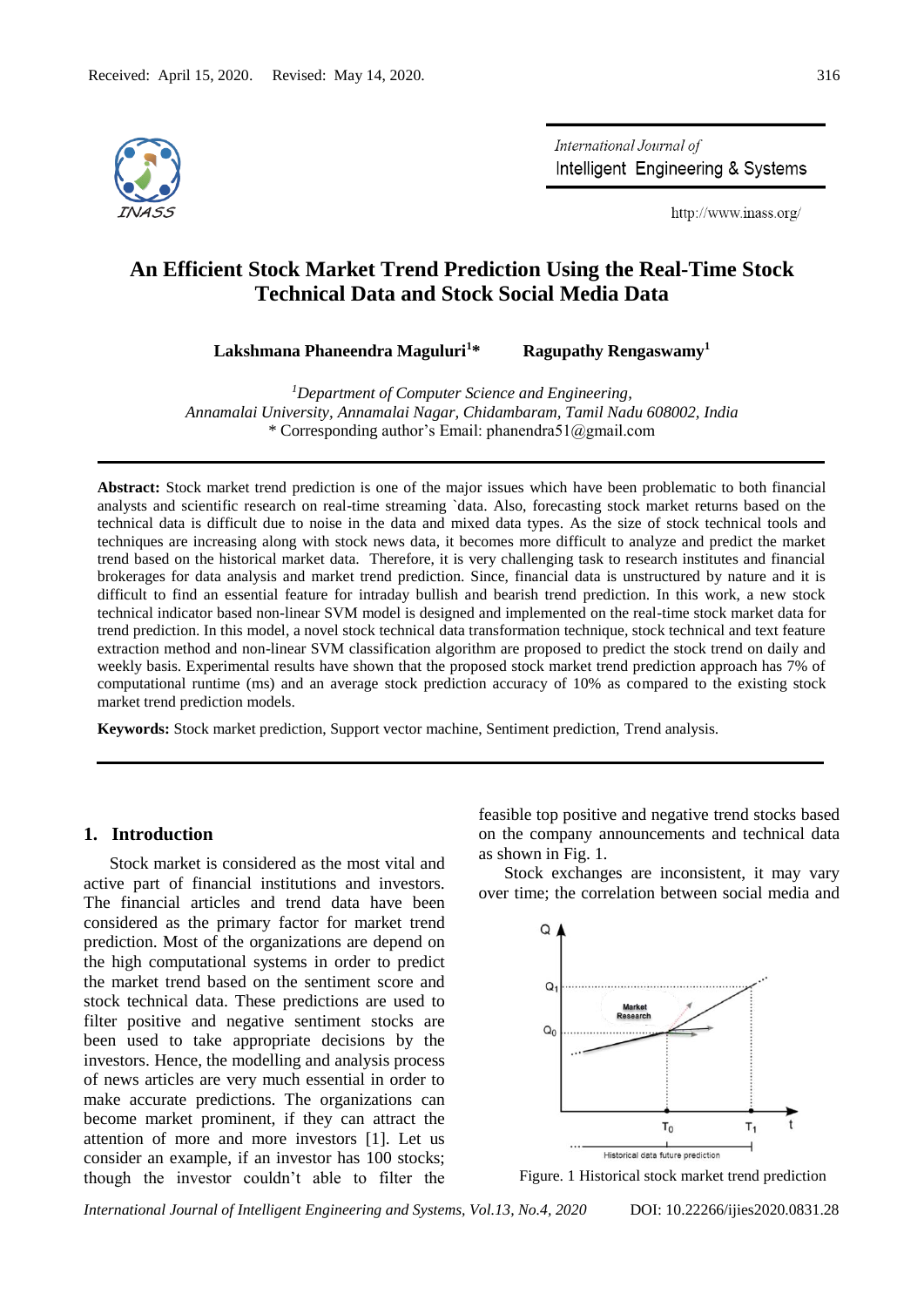Received: April 15, 2020. Revised: May 14, 2020.

# An Efficient Stock Market Trend Prediction Using the Real-Time Stock Technical Data and Stock Social Media Data

**Lakshmana Phaneendra Maguluri[1]*** **Ragupathy Rengaswamy[1]**

[1]*Department of Computer Science and Engineering, Annamalai University, Annamalai Nagar, Chidambaram, Tamil Nadu 608002, India*
* Corresponding author's Email: phanendra51@gmail.com

**Abstract:** Stock market trend prediction is one of the major issues which have been problematic to both financial analysts and scientific research on real-time streaming `data. Also, forecasting stock market returns based on the technical data is difficult due to noise in the data and mixed data types. As the size of stock technical tools and techniques are increasing along with stock news data, it becomes more difficult to analyze and predict the market trend based on the historical market data. Therefore, it is very challenging task to research institutes and financial brokerages for data analysis and market trend prediction. Since, financial data is unstructured by nature and it is difficult to find an essential feature for intraday bullish and bearish trend prediction. In this work, a new stock technical indicator based non-linear SVM model is designed and implemented on the real-time stock market data for trend prediction. In this model, a novel stock technical data transformation technique, stock technical and text feature extraction method and non-linear SVM classification algorithm are proposed to predict the stock trend on daily and weekly basis. Experimental results have shown that the proposed stock market trend prediction approach has 7% of computational runtime (ms) and an average stock prediction accuracy of 10% as compared to the existing stock market trend prediction models.

**Keywords:** Stock market prediction, Support vector machine, Sentiment prediction, Trend analysis.

## 1. Introduction

Stock market is considered as the most vital and active part of financial institutions and investors. The financial articles and trend data have been considered as the primary factor for market trend prediction. Most of the organizations are depend on the high computational systems in order to predict the market trend based on the sentiment score and stock technical data. These predictions are used to filter positive and negative sentiment stocks are been used to take appropriate decisions by the investors. Hence, the modelling and analysis process of news articles are very much essential in order to make accurate predictions. The organizations can become market prominent, if they can attract the attention of more and more investors [1]. Let us consider an example, if an investor has 100 stocks; though the investor couldn't able to filter the feasible top positive and negative trend stocks based on the company announcements and technical data as shown in Fig. 1.

Stock exchanges are inconsistent, it may vary over time; the correlation between social media and

Figure. 1 Historical stock market trend prediction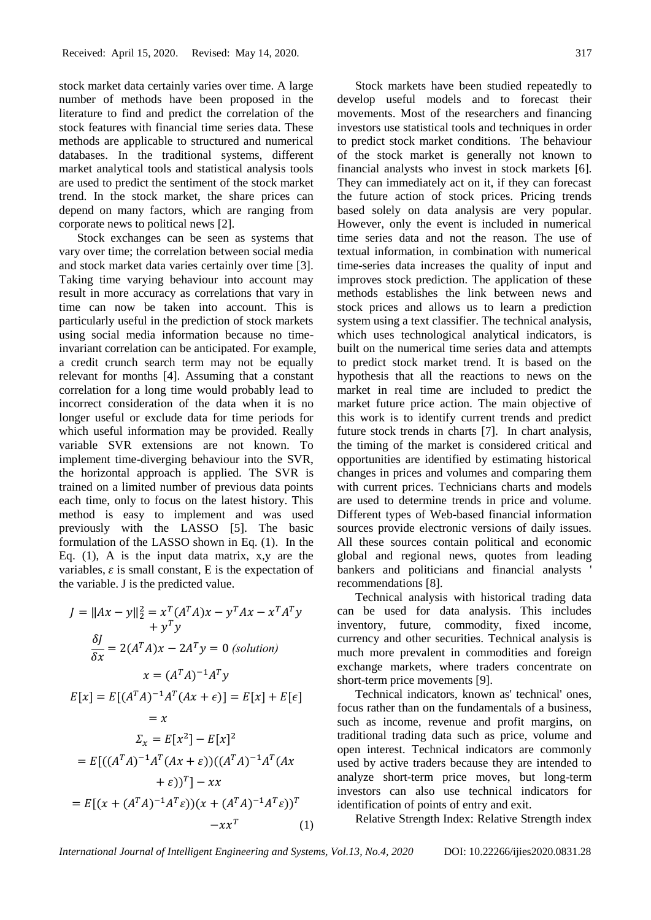stock market data certainly varies over time. A large number of methods have been proposed in the literature to find and predict the correlation of the stock features with financial time series data. These methods are applicable to structured and numerical databases. In the traditional systems, different market analytical tools and statistical analysis tools are used to predict the sentiment of the stock market trend. In the stock market, the share prices can depend on many factors, which are ranging from corporate news to political news [2].

Stock exchanges can be seen as systems that vary over time; the correlation between social media and stock market data varies certainly over time [3]. Taking time varying behaviour into account may result in more accuracy as correlations that vary in time can now be taken into account. This is particularly useful in the prediction of stock markets using social media information because no time-invariant correlation can be anticipated. For example, a credit crunch search term may not be equally relevant for months [4]. Assuming that a constant correlation for a long time would probably lead to incorrect consideration of the data when it is no longer useful or exclude data for time periods for which useful information may be provided. Really variable SVR extensions are not known. To implement time-diverging behaviour into the SVR, the horizontal approach is applied. The SVR is trained on a limited number of previous data points each time, only to focus on the latest history. This method is easy to implement and was used previously with the LASSO [5]. The basic formulation of the LASSO shown in Eq. (1). In the Eq. (1), A is the input data matrix, x,y are the variables, $\varepsilon$ is small constant, E is the expectation of the variable. J is the predicted value.

$$
\begin{aligned}
J = \|Ax - y\|_2^2 &= x^T(A^TA)x - y^TAx - x^TA^Ty + y^Ty \\
\frac{\delta J}{\delta x} &= 2(A^TA)x - 2A^Ty = 0 \textit{ (solution)} \\
x &= (A^TA)^{-1}A^Ty \\
E[x] &= E[(A^TA)^{-1}A^T(Ax + \epsilon)] = E[x] + E[\epsilon] \\
&= x \\
\Sigma_x &= E[x^2] - E[x]^2 \\
&= E[((A^TA)^{-1}A^T(Ax + \varepsilon))((A^TA)^{-1}A^T(Ax + \varepsilon))^T] - xx \\
&= E[(x + (A^TA)^{-1}A^T\varepsilon))(x + (A^TA)^{-1}A^T\varepsilon))^T - xx^T \qquad (1)
\end{aligned}
$$

Stock markets have been studied repeatedly to develop useful models and to forecast their movements. Most of the researchers and financing investors use statistical tools and techniques in order to predict stock market conditions. The behaviour of the stock market is generally not known to financial analysts who invest in stock markets [6]. They can immediately act on it, if they can forecast the future action of stock prices. Pricing trends based solely on data analysis are very popular. However, only the event is included in numerical time series data and not the reason. The use of textual information, in combination with numerical time-series data increases the quality of input and improves stock prediction. The application of these methods establishes the link between news and stock prices and allows us to learn a prediction system using a text classifier. The technical analysis, which uses technological analytical indicators, is built on the numerical time series data and attempts to predict stock market trend. It is based on the hypothesis that all the reactions to news on the market in real time are included to predict the market future price action. The main objective of this work is to identify current trends and predict future stock trends in charts [7]. In chart analysis, the timing of the market is considered critical and opportunities are identified by estimating historical changes in prices and volumes and comparing them with current prices. Technicians charts and models are used to determine trends in price and volume. Different types of Web-based financial information sources provide electronic versions of daily issues. All these sources contain political and economic global and regional news, quotes from leading bankers and politicians and financial analysts ' recommendations [8].

Technical analysis with historical trading data can be used for data analysis. This includes inventory, future, commodity, fixed income, currency and other securities. Technical analysis is much more prevalent in commodities and foreign exchange markets, where traders concentrate on short-term price movements [9].

Technical indicators, known as' technical' ones, focus rather than on the fundamentals of a business, such as income, revenue and profit margins, on traditional trading data such as price, volume and open interest. Technical indicators are commonly used by active traders because they are intended to analyze short-term price moves, but long-term investors can also use technical indicators for identification of points of entry and exit.

Relative Strength Index: Relative Strength index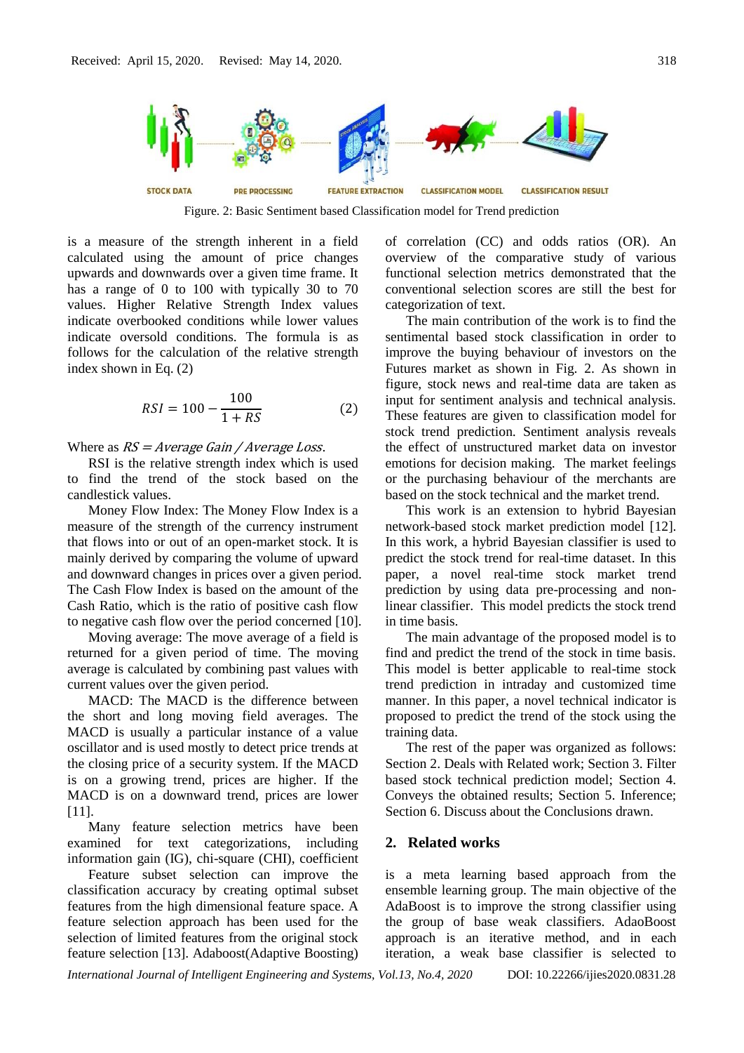STOCK DATA PRE PROCESSING FEATURE EXTRACTION CLASSIFICATION MODEL CLASSIFICATION RESULT

Figure. 2: Basic Sentiment based Classification model for Trend prediction

is a measure of the strength inherent in a field calculated using the amount of price changes upwards and downwards over a given time frame. It has a range of 0 to 100 with typically 30 to 70 values. Higher Relative Strength Index values indicate overbooked conditions while lower values indicate oversold conditions. The formula is as follows for the calculation of the relative strength index shown in Eq. (2)

$$RSI = 100 - \frac{100}{1 + RS} \tag{2}$$

Where as $RS = Average\ Gain\ /\ Average\ Loss$.

RSI is the relative strength index which is used to find the trend of the stock based on the candlestick values.

Money Flow Index: The Money Flow Index is a measure of the strength of the currency instrument that flows into or out of an open-market stock. It is mainly derived by comparing the volume of upward and downward changes in prices over a given period. The Cash Flow Index is based on the amount of the Cash Ratio, which is the ratio of positive cash flow to negative cash flow over the period concerned [10].

Moving average: The move average of a field is returned for a given period of time. The moving average is calculated by combining past values with current values over the given period.

MACD: The MACD is the difference between the short and long moving field averages. The MACD is usually a particular instance of a value oscillator and is used mostly to detect price trends at the closing price of a security system. If the MACD is on a growing trend, prices are higher. If the MACD is on a downward trend, prices are lower [11].

Many feature selection metrics have been examined for text categorizations, including information gain (IG), chi-square (CHI), coefficient of correlation (CC) and odds ratios (OR). An overview of the comparative study of various functional selection metrics demonstrated that the conventional selection scores are still the best for categorization of text.

The main contribution of the work is to find the sentimental based stock classification in order to improve the buying behaviour of investors on the Futures market as shown in Fig. 2. As shown in figure, stock news and real-time data are taken as input for sentiment analysis and technical analysis. These features are given to classification model for stock trend prediction. Sentiment analysis reveals the effect of unstructured market data on investor emotions for decision making. The market feelings or the purchasing behaviour of the merchants are based on the stock technical and the market trend.

This work is an extension to hybrid Bayesian network-based stock market prediction model [12]. In this work, a hybrid Bayesian classifier is used to predict the stock trend for real-time dataset. In this paper, a novel real-time stock market trend prediction by using data pre-processing and non-linear classifier. This model predicts the stock trend in time basis.

The main advantage of the proposed model is to find and predict the trend of the stock in time basis. This model is better applicable to real-time stock trend prediction in intraday and customized time manner. In this paper, a novel technical indicator is proposed to predict the trend of the stock using the training data.

The rest of the paper was organized as follows: Section 2. Deals with Related work; Section 3. Filter based stock technical prediction model; Section 4. Conveys the obtained results; Section 5. Inference; Section 6. Discuss about the Conclusions drawn.

## 2. Related works

Feature subset selection can improve the classification accuracy by creating optimal subset features from the high dimensional feature space. A feature selection approach has been used for the selection of limited features from the original stock feature selection [13]. Adaboost(Adaptive Boosting) is a meta learning based approach from the ensemble learning group. The main objective of the AdaBoost is to improve the strong classifier using the group of base weak classifiers. AdaoBoost approach is an iterative method, and in each iteration, a weak base classifier is selected to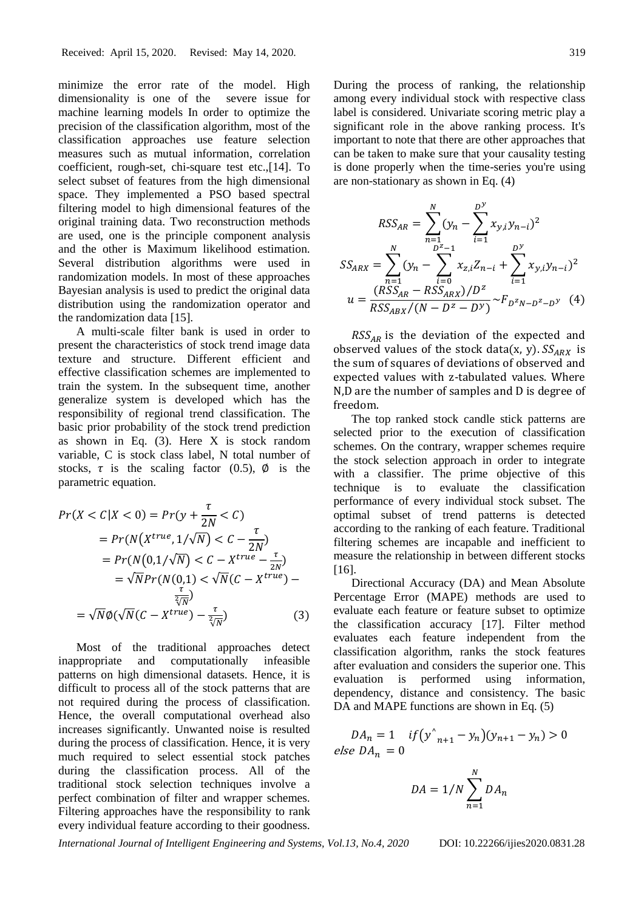minimize the error rate of the model. High dimensionality is one of the severe issue for machine learning models In order to optimize the precision of the classification algorithm, most of the classification approaches use feature selection measures such as mutual information, correlation coefficient, rough-set, chi-square test etc.,[14]. To select subset of features from the high dimensional space. They implemented a PSO based spectral filtering model to high dimensional features of the original training data. Two reconstruction methods are used, one is the principle component analysis and the other is Maximum likelihood estimation. Several distribution algorithms were used in randomization models. In most of these approaches Bayesian analysis is used to predict the original data distribution using the randomization operator and the randomization data [15].

A multi-scale filter bank is used in order to present the characteristics of stock trend image data texture and structure. Different efficient and effective classification schemes are implemented to train the system. In the subsequent time, another generalize system is developed which has the responsibility of regional trend classification. The basic prior probability of the stock trend prediction as shown in Eq. (3). Here X is stock random variable, C is stock class label, N total number of stocks, $\tau$ is the scaling factor (0.5), $\emptyset$ is the parametric equation.

$$
\begin{aligned}
Pr(X < C | X < 0) &= Pr(y + \frac{\tau}{2N} < C) \\
&= Pr(N(X^{true}, 1/\sqrt{N}) < C - \frac{\tau}{2N}) \\
&= Pr(N(0,1/\sqrt{N}) < C - X^{true} - \frac{\tau}{2N}) \\
&= \sqrt{N} Pr(N(0,1) < \sqrt{N}(C - X^{true}) - \frac{\tau}{\sqrt[2]{N}}) \\
&= \sqrt{N} \emptyset(\sqrt{N}(C - X^{true}) - \frac{\tau}{\sqrt[2]{N}}) \qquad (3)
\end{aligned}
$$

Most of the traditional approaches detect inappropriate and computationally infeasible patterns on high dimensional datasets. Hence, it is difficult to process all of the stock patterns that are not required during the process of classification. Hence, the overall computational overhead also increases significantly. Unwanted noise is resulted during the process of classification. Hence, it is very much required to select essential stock patches during the classification process. All of the traditional stock selection techniques involve a perfect combination of filter and wrapper schemes. Filtering approaches have the responsibility to rank every individual feature according to their goodness. During the process of ranking, the relationship among every individual stock with respective class label is considered. Univariate scoring metric play a significant role in the above ranking process. It's important to note that there are other approaches that can be taken to make sure that your causality testing is done properly when the time-series you're using are non-stationary as shown in Eq. (4)

$$
\begin{aligned}
RSS_{AR} &= \sum_{n=1}^{N} (y_n - \sum_{i=1}^{D^y} x_{y,i} y_{n-i})^2 \\
SS_{ARX} &= \sum_{n=1}^{N} (y_n - \sum_{i=0}^{D^z - 1} x_{z,i} Z_{n-i} + \sum_{i=1}^{D^y} x_{y,i} y_{n-i})^2 \\
u &= \frac{(RSS_{AR} - RSS_{ARX})/D^z}{RSS_{ABX}/(N - D^z - D^y)} \sim F_{D^z N - D^z - D^y} \quad (4)
\end{aligned}
$$

$RSS_{AR}$ is the deviation of the expected and observed values of the stock data(x, y). $SS_{ARX}$ is the sum of squares of deviations of observed and expected values with z-tabulated values. Where N,D are the number of samples and D is degree of freedom.

The top ranked stock candle stick patterns are selected prior to the execution of classification schemes. On the contrary, wrapper schemes require the stock selection approach in order to integrate with a classifier. The prime objective of this technique is to evaluate the classification performance of every individual stock subset. The optimal subset of trend patterns is detected according to the ranking of each feature. Traditional filtering schemes are incapable and inefficient to measure the relationship in between different stocks [16].

Directional Accuracy (DA) and Mean Absolute Percentage Error (MAPE) methods are used to evaluate each feature or feature subset to optimize the classification accuracy [17]. Filter method evaluates each feature independent from the classification algorithm, ranks the stock features after evaluation and considers the superior one. This evaluation is performed using information, dependency, distance and consistency. The basic DA and MAPE functions are shown in Eq. (5)

$$
DA_n = 1 \quad if(y^{\wedge}_{n+1} - y_n)(y_{n+1} - y_n) > 0
$$
$$
else\ DA_n = 0
$$

$$
DA = 1/N \sum_{n=1}^{N} DA_n
$$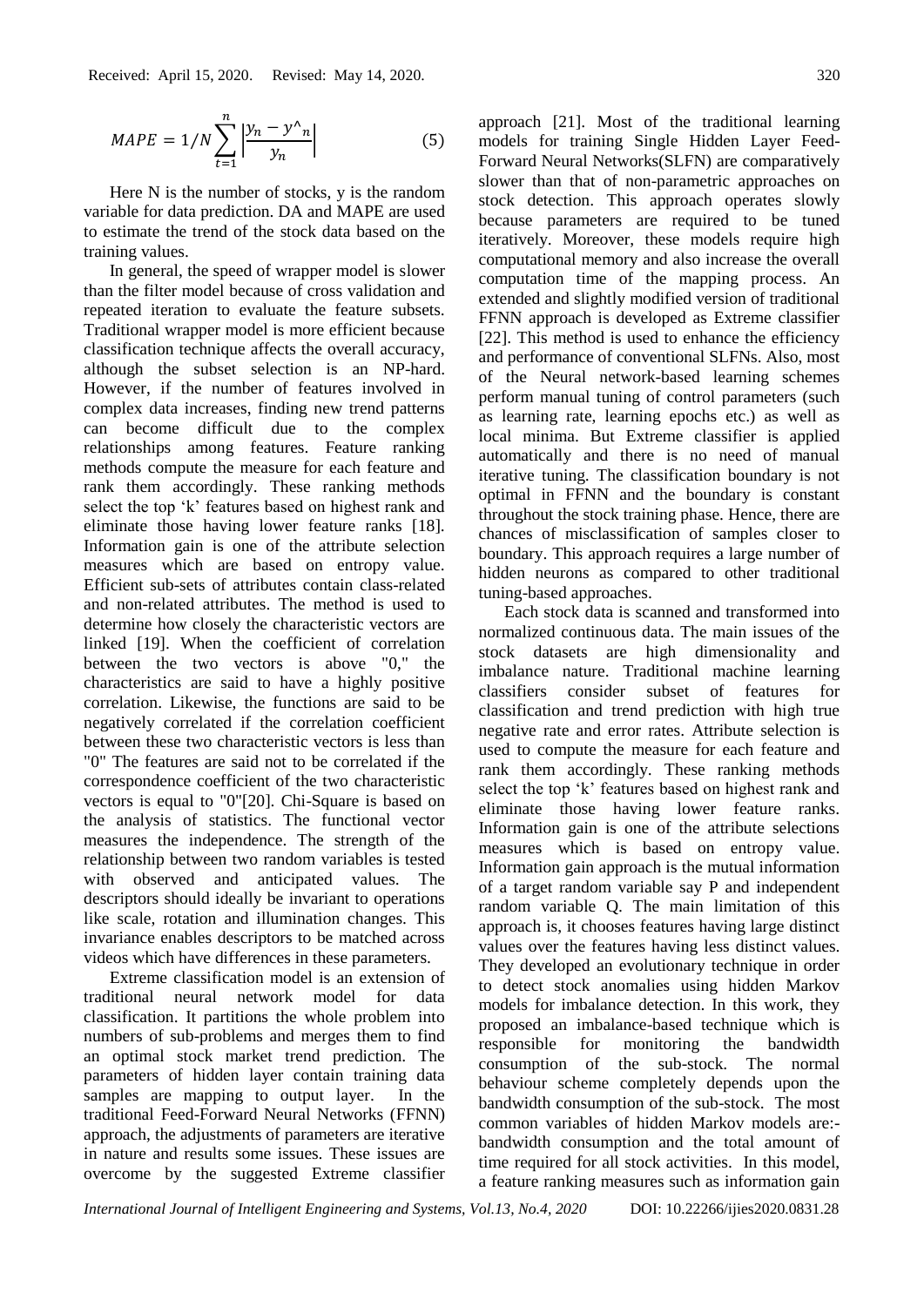$$MAPE = 1/N \sum_{t=1}^{n} \left| \frac{y_n - y^{\wedge}_n}{y_n} \right| \quad (5)$$

Here N is the number of stocks, y is the random variable for data prediction. DA and MAPE are used to estimate the trend of the stock data based on the training values.

In general, the speed of wrapper model is slower than the filter model because of cross validation and repeated iteration to evaluate the feature subsets. Traditional wrapper model is more efficient because classification technique affects the overall accuracy, although the subset selection is an NP-hard. However, if the number of features involved in complex data increases, finding new trend patterns can become difficult due to the complex relationships among features. Feature ranking methods compute the measure for each feature and rank them accordingly. These ranking methods select the top 'k' features based on highest rank and eliminate those having lower feature ranks [18]. Information gain is one of the attribute selection measures which are based on entropy value. Efficient sub-sets of attributes contain class-related and non-related attributes. The method is used to determine how closely the characteristic vectors are linked [19]. When the coefficient of correlation between the two vectors is above "0," the characteristics are said to have a highly positive correlation. Likewise, the functions are said to be negatively correlated if the correlation coefficient between these two characteristic vectors is less than "0" The features are said not to be correlated if the correspondence coefficient of the two characteristic vectors is equal to "0"[20]. Chi-Square is based on the analysis of statistics. The functional vector measures the independence. The strength of the relationship between two random variables is tested with observed and anticipated values. The descriptors should ideally be invariant to operations like scale, rotation and illumination changes. This invariance enables descriptors to be matched across videos which have differences in these parameters.

Extreme classification model is an extension of traditional neural network model for data classification. It partitions the whole problem into numbers of sub-problems and merges them to find an optimal stock market trend prediction. The parameters of hidden layer contain training data samples are mapping to output layer. In the traditional Feed-Forward Neural Networks (FFNN) approach, the adjustments of parameters are iterative in nature and results some issues. These issues are overcome by the suggested Extreme classifier approach [21]. Most of the traditional learning models for training Single Hidden Layer Feed-Forward Neural Networks(SLFN) are comparatively slower than that of non-parametric approaches on stock detection. This approach operates slowly because parameters are required to be tuned iteratively. Moreover, these models require high computational memory and also increase the overall computation time of the mapping process. An extended and slightly modified version of traditional FFNN approach is developed as Extreme classifier [22]. This method is used to enhance the efficiency and performance of conventional SLFNs. Also, most of the Neural network-based learning schemes perform manual tuning of control parameters (such as learning rate, learning epochs etc.) as well as local minima. But Extreme classifier is applied automatically and there is no need of manual iterative tuning. The classification boundary is not optimal in FFNN and the boundary is constant throughout the stock training phase. Hence, there are chances of misclassification of samples closer to boundary. This approach requires a large number of hidden neurons as compared to other traditional tuning-based approaches.

Each stock data is scanned and transformed into normalized continuous data. The main issues of the stock datasets are high dimensionality and imbalance nature. Traditional machine learning classifiers consider subset of features for classification and trend prediction with high true negative rate and error rates. Attribute selection is used to compute the measure for each feature and rank them accordingly. These ranking methods select the top 'k' features based on highest rank and eliminate those having lower feature ranks. Information gain is one of the attribute selections measures which is based on entropy value. Information gain approach is the mutual information of a target random variable say P and independent random variable Q. The main limitation of this approach is, it chooses features having large distinct values over the features having less distinct values. They developed an evolutionary technique in order to detect stock anomalies using hidden Markov models for imbalance detection. In this work, they proposed an imbalance-based technique which is responsible for monitoring the bandwidth consumption of the sub-stock. The normal behaviour scheme completely depends upon the bandwidth consumption of the sub-stock. The most common variables of hidden Markov models are:- bandwidth consumption and the total amount of time required for all stock activities. In this model, a feature ranking measures such as information gain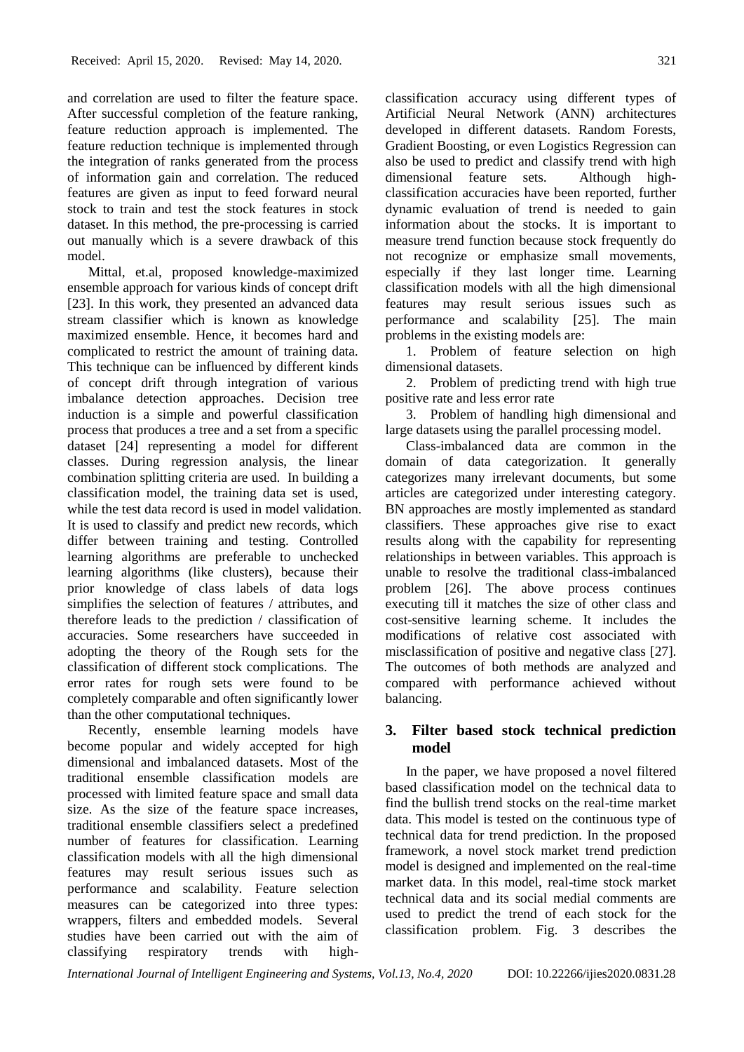and correlation are used to filter the feature space. After successful completion of the feature ranking, feature reduction approach is implemented. The feature reduction technique is implemented through the integration of ranks generated from the process of information gain and correlation. The reduced features are given as input to feed forward neural stock to train and test the stock features in stock dataset. In this method, the pre-processing is carried out manually which is a severe drawback of this model.

Mittal, et.al, proposed knowledge-maximized ensemble approach for various kinds of concept drift [23]. In this work, they presented an advanced data stream classifier which is known as knowledge maximized ensemble. Hence, it becomes hard and complicated to restrict the amount of training data. This technique can be influenced by different kinds of concept drift through integration of various imbalance detection approaches. Decision tree induction is a simple and powerful classification process that produces a tree and a set from a specific dataset [24] representing a model for different classes. During regression analysis, the linear combination splitting criteria are used. In building a classification model, the training data set is used, while the test data record is used in model validation. It is used to classify and predict new records, which differ between training and testing. Controlled learning algorithms are preferable to unchecked learning algorithms (like clusters), because their prior knowledge of class labels of data logs simplifies the selection of features / attributes, and therefore leads to the prediction / classification of accuracies. Some researchers have succeeded in adopting the theory of the Rough sets for the classification of different stock complications. The error rates for rough sets were found to be completely comparable and often significantly lower than the other computational techniques.

Recently, ensemble learning models have become popular and widely accepted for high dimensional and imbalanced datasets. Most of the traditional ensemble classification models are processed with limited feature space and small data size. As the size of the feature space increases, traditional ensemble classifiers select a predefined number of features for classification. Learning classification models with all the high dimensional features may result serious issues such as performance and scalability. Feature selection measures can be categorized into three types: wrappers, filters and embedded models. Several studies have been carried out with the aim of classifying respiratory trends with high-classification accuracy using different types of Artificial Neural Network (ANN) architectures developed in different datasets. Random Forests, Gradient Boosting, or even Logistics Regression can also be used to predict and classify trend with high dimensional feature sets. Although high-classification accuracies have been reported, further dynamic evaluation of trend is needed to gain information about the stocks. It is important to measure trend function because stock frequently do not recognize or emphasize small movements, especially if they last longer time. Learning classification models with all the high dimensional features may result serious issues such as performance and scalability [25]. The main problems in the existing models are:

1. Problem of feature selection on high dimensional datasets.
2. Problem of predicting trend with high true positive rate and less error rate
3. Problem of handling high dimensional and large datasets using the parallel processing model.

Class-imbalanced data are common in the domain of data categorization. It generally categorizes many irrelevant documents, but some articles are categorized under interesting category. BN approaches are mostly implemented as standard classifiers. These approaches give rise to exact results along with the capability for representing relationships in between variables. This approach is unable to resolve the traditional class-imbalanced problem [26]. The above process continues executing till it matches the size of other class and cost-sensitive learning scheme. It includes the modifications of relative cost associated with misclassification of positive and negative class [27]. The outcomes of both methods are analyzed and compared with performance achieved without balancing.

## 3. Filter based stock technical prediction model

In the paper, we have proposed a novel filtered based classification model on the technical data to find the bullish trend stocks on the real-time market data. This model is tested on the continuous type of technical data for trend prediction. In the proposed framework, a novel stock market trend prediction model is designed and implemented on the real-time market data. In this model, real-time stock market technical data and its social medial comments are used to predict the trend of each stock for the classification problem. Fig. 3 describes the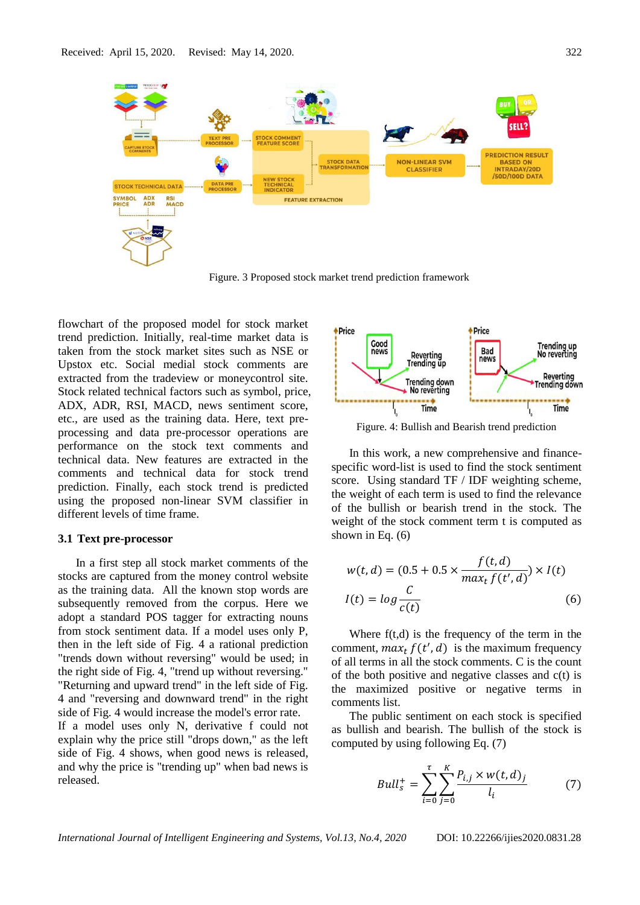Received: April 15, 2020. Revised: May 14, 2020.

Figure. 3 Proposed stock market trend prediction framework

flowchart of the proposed model for stock market trend prediction. Initially, real-time market data is taken from the stock market sites such as NSE or Upstox etc. Social medial stock comments are extracted from the tradeview or moneycontrol site. Stock related technical factors such as symbol, price, ADX, ADR, RSI, MACD, news sentiment score, etc., are used as the training data. Here, text pre-processing and data pre-processor operations are performance on the stock text comments and technical data. New features are extracted in the comments and technical data for stock trend prediction. Finally, each stock trend is predicted using the proposed non-linear SVM classifier in different levels of time frame.

### 3.1 Text pre-processor

In a first step all stock market comments of the stocks are captured from the money control website as the training data. All the known stop words are subsequently removed from the corpus. Here we adopt a standard POS tagger for extracting nouns from stock sentiment data. If a model uses only P, then in the left side of Fig. 4 a rational prediction "trends down without reversing" would be used; in the right side of Fig. 4, "trend up without reversing." "Returning and upward trend" in the left side of Fig. 4 and "reversing and downward trend" in the right side of Fig. 4 would increase the model's error rate. If a model uses only N, derivative f could not explain why the price still "drops down," as the left side of Fig. 4 shows, when good news is released, and why the price is "trending up" when bad news is released.

Figure. 4: Bullish and Bearish trend prediction

In this work, a new comprehensive and finance-specific word-list is used to find the stock sentiment score. Using standard TF / IDF weighting scheme, the weight of each term is used to find the relevance of the bullish or bearish trend in the stock. The weight of the stock comment term t is computed as shown in Eq. (6)

$$w(t,d) = (0.5 + 0.5 \times \frac{f(t,d)}{max_t\, f(t',d)}) \times I(t)$$

$$I(t) = log\frac{C}{c(t)} \tag{6}$$

Where f(t,d) is the frequency of the term in the comment, $max_t\, f(t',d)$ is the maximum frequency of all terms in all the stock comments. C is the count of the both positive and negative classes and c(t) is the maximized positive or negative terms in comments list.

The public sentiment on each stock is specified as bullish and bearish. The bullish of the stock is computed by using following Eq. (7)

$$Bull_s^+ = \sum_{i=0}^{\tau}\sum_{j=0}^{K}\frac{P_{i,j} \times w(t,d)_j}{l_i} \tag{7}$$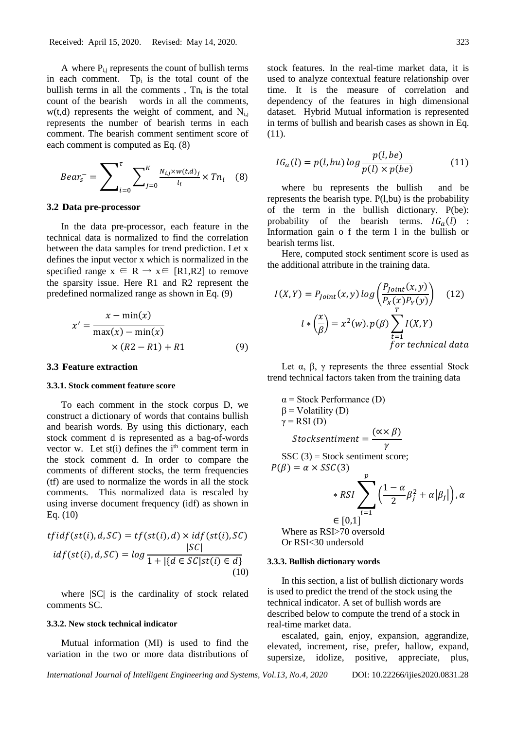A where $P_{i,j}$ represents the count of bullish terms in each comment. $Tp_i$ is the total count of the bullish terms in all the comments , $Tn_i$ is the total count of the bearish words in all the comments, w(t,d) represents the weight of comment, and $N_{i,j}$ represents the number of bearish terms in each comment. The bearish comment sentiment score of each comment is computed as Eq. (8)

$$Bear_s^- = \sum_{i=0}^{\tau} \sum_{j=0}^{K} \frac{N_{i,j} \times w(t,d)_j}{l_i} \times Tn_i \quad (8)$$

### 3.2 Data pre-processor

In the data pre-processor, each feature in the technical data is normalized to find the correlation between the data samples for trend prediction. Let x defines the input vector x which is normalized in the specified range $x \in R \rightarrow x \in [R1,R2]$ to remove the sparsity issue. Here R1 and R2 represent the predefined normalized range as shown in Eq. (9)

$$x' = \frac{x - \min(x)}{\max(x) - \min(x)} \times (R2 - R1) + R1 \quad (9)$$

### 3.3 Feature extraction

#### 3.3.1. Stock comment feature score

To each comment in the stock corpus D, we construct a dictionary of words that contains bullish and bearish words. By using this dictionary, each stock comment d is represented as a bag-of-words vector w. Let st(i) defines the $i^{th}$ comment term in the stock comment d. In order to compare the comments of different stocks, the term frequencies (tf) are used to normalize the words in all the stock comments. This normalized data is rescaled by using inverse document frequency (idf) as shown in Eq. (10)

$$tfidf(st(i), d, SC) = tf(st(i), d) \times idf(st(i), SC)$$
$$idf(st(i), d, SC) = log \frac{|SC|}{1 + |\{d \in SC | st(i) \in d\}} \quad (10)$$

where |SC| is the cardinality of stock related comments SC.

#### 3.3.2. New stock technical indicator

Mutual information (MI) is used to find the variation in the two or more data distributions of stock features. In the real-time market data, it is used to analyze contextual feature relationship over time. It is the measure of correlation and dependency of the features in high dimensional dataset. Hybrid Mutual information is represented in terms of bullish and bearish cases as shown in Eq. (11).

$$IG_a(l) = p(l, bu) \, log \frac{p(l, be)}{p(l) \times p(be)} \quad (11)$$

where bu represents the bullish and be represents the bearish type. P(l,bu) is the probability of the term in the bullish dictionary. P(be): probability of the bearish terms. $IG_a(l)$ : Information gain o f the term l in the bullish or bearish terms list.

Here, computed stock sentiment score is used as the additional attribute in the training data.

$$I(X, Y) = P_{Joint}(x, y) \, log \left( \frac{P_{Joint}(x, y)}{P_X(x) P_Y(y)} \right) \quad (12)$$
$$l * \left( \frac{x}{\beta} \right) = x^2(w). p(\beta) \sum_{t=1}^{T} I(X, Y) \quad for\ technical\ data$$

Let α, β, γ represents the three essential Stock trend technical factors taken from the training data

α = Stock Performance (D)
β = Volatility (D)
γ = RSI (D)

$$Stocksentiment = \frac{(\propto \times \beta)}{\gamma}$$

SSC (3) = Stock sentiment score;

$$P(\beta) = \alpha \times SSC(3) * RSI \sum_{i=1}^{p} \left( \frac{1 - \alpha}{2} \beta_j^2 + \alpha |\beta_j| \right), \alpha \in [0,1]$$

Where as RSI>70 oversold
Or RSI<30 undersold

#### 3.3.3. Bullish dictionary words

In this section, a list of bullish dictionary words is used to predict the trend of the stock using the technical indicator. A set of bullish words are described below to compute the trend of a stock in real-time market data.

escalated, gain, enjoy, expansion, aggrandize, elevated, increment, rise, prefer, hallow, expand, supersize, idolize, positive, appreciate, plus,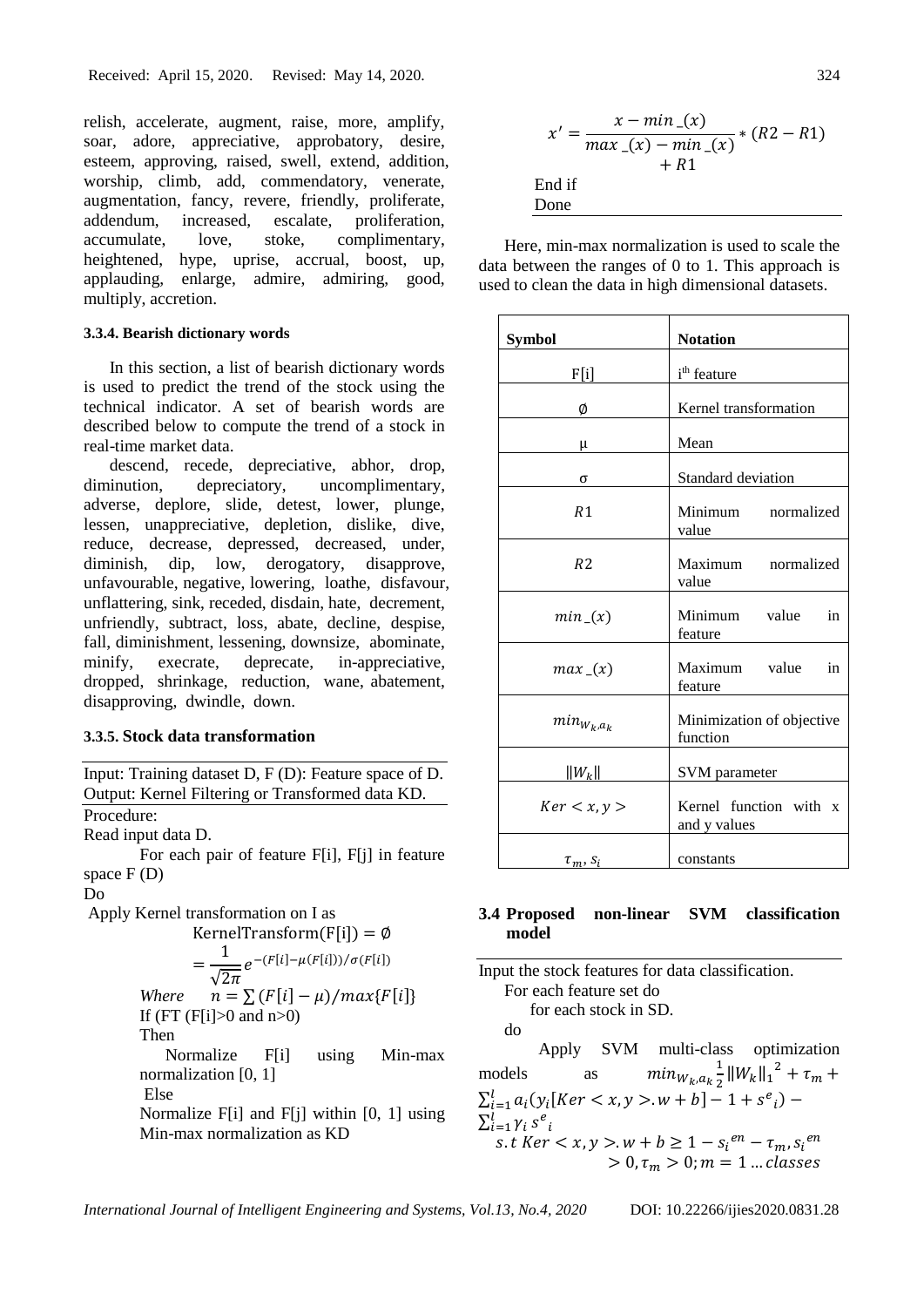relish, accelerate, augment, raise, more, amplify, soar, adore, appreciative, approbatory, desire, esteem, approving, raised, swell, extend, addition, worship, climb, add, commendatory, venerate, augmentation, fancy, revere, friendly, proliferate, addendum, increased, escalate, proliferation, accumulate, love, stoke, complimentary, heightened, hype, uprise, accrual, boost, up, applauding, enlarge, admire, admiring, good, multiply, accretion.

#### 3.3.4. Bearish dictionary words

In this section, a list of bearish dictionary words is used to predict the trend of the stock using the technical indicator. A set of bearish words are described below to compute the trend of a stock in real-time market data.

descend, recede, depreciative, abhor, drop, diminution, depreciatory, uncomplimentary, adverse, deplore, slide, detest, lower, plunge, lessen, unappreciative, depletion, dislike, dive, reduce, decrease, depressed, decreased, under, diminish, dip, low, derogatory, disapprove, unfavourable, negative, lowering, loathe, disfavour, unflattering, sink, receded, disdain, hate, decrement, unfriendly, subtract, loss, abate, decline, despise, fall, diminishment, lessening, downsize, abominate, minify, execrate, deprecate, in-appreciative, dropped, shrinkage, reduction, wane, abatement, disapproving, dwindle, down.

#### 3.3.5. Stock data transformation

Input: Training dataset D, F (D): Feature space of D.
Output: Kernel Filtering or Transformed data KD.

Procedure:
Read input data D.
For each pair of feature F[i], F[j] in feature space F (D)
Do
Apply Kernel transformation on I as

$$\text{KernelTransform}(F[i]) = \emptyset = \frac{1}{\sqrt{2\pi}} e^{-(F[i]-\mu(F[i]))/\sigma(F[i])}$$

*Where* $n = \sum (F[i] - \mu)/max\{F[i]\}$
If (FT (F[i]>0 and n>0)
Then
Normalize F[i] using Min-max normalization [0, 1]
Else
Normalize F[i] and F[j] within [0, 1] using Min-max normalization as KD

$$x' = \frac{x - min\_(x)}{max\_(x) - min\_(x)} * (R2 - R1) + R1$$

End if
Done

Here, min-max normalization is used to scale the data between the ranges of 0 to 1. This approach is used to clean the data in high dimensional datasets.

| Symbol | Notation |
|---|---|
| F[i] | $i^{th}$ feature |
| $\emptyset$ | Kernel transformation |
| μ | Mean |
| σ | Standard deviation |
| $R1$ | Minimum normalized value |
| $R2$ | Maximum normalized value |
| $min\_(x)$ | Minimum value in feature |
| $max\_(x)$ | Maximum value in feature |
| $min_{W_k,a_k}$ | Minimization of objective function |
| $\|W_k\|$ | SVM parameter |
| $Ker < x, y >$ | Kernel function with x and y values |
| $\tau_m, s_i$ | constants |

### 3.4 Proposed non-linear SVM classification model

Input the stock features for data classification.
For each feature set do
for each stock in SD.
do
Apply SVM multi-class optimization models as $min_{W_k,a_k} \frac{1}{2}\|W_k\|_1^{\ 2} + \tau_m + \sum_{i=1}^{l} a_i(y_i[Ker < x, y > .w + b] - 1 + s^e{}_i) - \sum_{i=1}^{l} \gamma_i s^e{}_i$

$$s.t\ Ker < x, y > .w + b \geq 1 - s_i{}^{en} - \tau_m, s_i{}^{en} > 0, \tau_m > 0; m = 1 \dots classes$$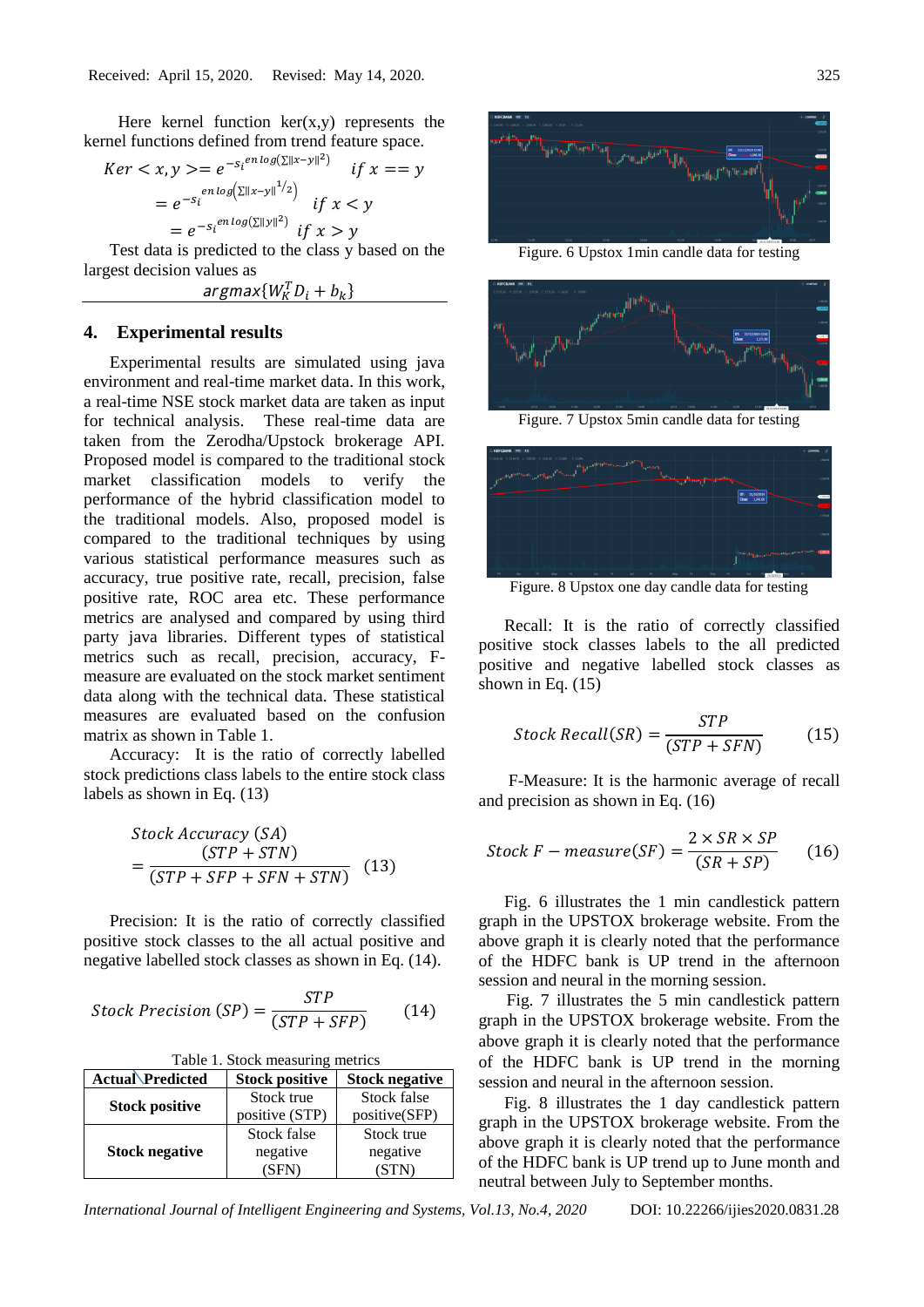Received: April 15, 2020. Revised: May 14, 2020.

Here kernel function ker(x,y) represents the kernel functions defined from trend feature space.

$$Ker < x, y >= e^{-s_i^{en\,log(\sum \|x-y\|^2)}} \quad if\ x == y$$
$$= e^{-s_i^{en\,log\left(\sum \|x-y\|^{1/2}\right)}} \quad if\ x < y$$
$$= e^{-s_i^{en\,log(\sum \|y\|^2)}} \quad if\ x > y$$

Test data is predicted to the class y based on the largest decision values as

$$argmax\{W_K^T D_i + b_k\}$$

## 4. Experimental results

Experimental results are simulated using java environment and real-time market data. In this work, a real-time NSE stock market data are taken as input for technical analysis. These real-time data are taken from the Zerodha/Upstock brokerage API. Proposed model is compared to the traditional stock market classification models to verify the performance of the hybrid classification model to the traditional models. Also, proposed model is compared to the traditional techniques by using various statistical performance measures such as accuracy, true positive rate, recall, precision, false positive rate, ROC area etc. These performance metrics are analysed and compared by using third party java libraries. Different types of statistical metrics such as recall, precision, accuracy, F-measure are evaluated on the stock market sentiment data along with the technical data. These statistical measures are evaluated based on the confusion matrix as shown in Table 1.

Accuracy: It is the ratio of correctly labelled stock predictions class labels to the entire stock class labels as shown in Eq. (13)

$$Stock\ Accuracy\ (SA) = \frac{(STP + STN)}{(STP + SFP + SFN + STN)} \quad (13)$$

Precision: It is the ratio of correctly classified positive stock classes to the all actual positive and negative labelled stock classes as shown in Eq. (14).

$$Stock\ Precision\ (SP) = \frac{STP}{(STP + SFP)} \quad (14)$$

Table 1. Stock measuring metrics

| Actual\Predicted | Stock positive | Stock negative |
|---|---|---|
| **Stock positive** | Stock true positive (STP) | Stock false positive(SFP) |
| **Stock negative** | Stock false negative (SFN) | Stock true negative (STN) |

Figure. 6 Upstox 1min candle data for testing

Figure. 7 Upstox 5min candle data for testing

Figure. 8 Upstox one day candle data for testing

Recall: It is the ratio of correctly classified positive stock classes labels to the all predicted positive and negative labelled stock classes as shown in Eq. (15)

$$Stock\ Recall(SR) = \frac{STP}{(STP + SFN)} \quad (15)$$

F-Measure: It is the harmonic average of recall and precision as shown in Eq. (16)

$$Stock\ F - measure(SF) = \frac{2 \times SR \times SP}{(SR + SP)} \quad (16)$$

Fig. 6 illustrates the 1 min candlestick pattern graph in the UPSTOX brokerage website. From the above graph it is clearly noted that the performance of the HDFC bank is UP trend in the afternoon session and neural in the morning session.

Fig. 7 illustrates the 5 min candlestick pattern graph in the UPSTOX brokerage website. From the above graph it is clearly noted that the performance of the HDFC bank is UP trend in the morning session and neural in the afternoon session.

Fig. 8 illustrates the 1 day candlestick pattern graph in the UPSTOX brokerage website. From the above graph it is clearly noted that the performance of the HDFC bank is UP trend up to June month and neutral between July to September months.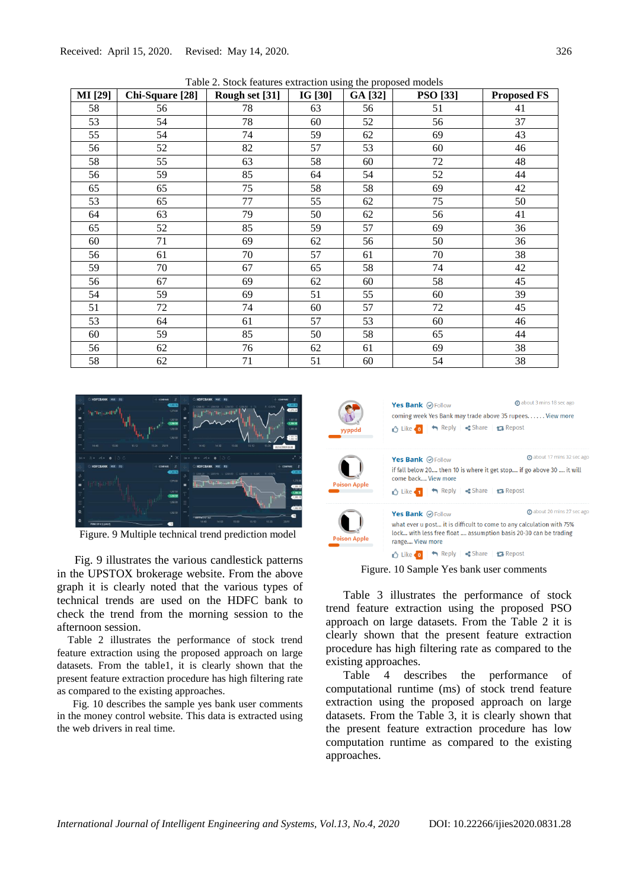Received: April 15, 2020. Revised: May 14, 2020.

Table 2. Stock features extraction using the proposed models

| MI [29] | Chi-Square [28] | Rough set [31] | IG [30] | GA [32] | PSO [33] | Proposed FS |
|---|---|---|---|---|---|---|
| 58 | 56 | 78 | 63 | 56 | 51 | 41 |
| 53 | 54 | 78 | 60 | 52 | 56 | 37 |
| 55 | 54 | 74 | 59 | 62 | 69 | 43 |
| 56 | 52 | 82 | 57 | 53 | 60 | 46 |
| 58 | 55 | 63 | 58 | 60 | 72 | 48 |
| 56 | 59 | 85 | 64 | 54 | 52 | 44 |
| 65 | 65 | 75 | 58 | 58 | 69 | 42 |
| 53 | 65 | 77 | 55 | 62 | 75 | 50 |
| 64 | 63 | 79 | 50 | 62 | 56 | 41 |
| 65 | 52 | 85 | 59 | 57 | 69 | 36 |
| 60 | 71 | 69 | 62 | 56 | 50 | 36 |
| 56 | 61 | 70 | 57 | 61 | 70 | 38 |
| 59 | 70 | 67 | 65 | 58 | 74 | 42 |
| 56 | 67 | 69 | 62 | 60 | 58 | 45 |
| 54 | 59 | 69 | 51 | 55 | 60 | 39 |
| 51 | 72 | 74 | 60 | 57 | 72 | 45 |
| 53 | 64 | 61 | 57 | 53 | 60 | 46 |
| 60 | 59 | 85 | 50 | 58 | 65 | 44 |
| 56 | 62 | 76 | 62 | 61 | 69 | 38 |
| 58 | 62 | 71 | 51 | 60 | 54 | 38 |

Figure. 9 Multiple technical trend prediction model

Fig. 9 illustrates the various candlestick patterns in the UPSTOX brokerage website. From the above graph it is clearly noted that the various types of technical trends are used on the HDFC bank to check the trend from the morning session to the afternoon session.

Table 2 illustrates the performance of stock trend feature extraction using the proposed approach on large datasets. From the table1, it is clearly shown that the present feature extraction procedure has high filtering rate as compared to the existing approaches.

Fig. 10 describes the sample yes bank user comments in the money control website. This data is extracted using the web drivers in real time.

Figure. 10 Sample Yes bank user comments

Table 3 illustrates the performance of stock trend feature extraction using the proposed PSO approach on large datasets. From the Table 2 it is clearly shown that the present feature extraction procedure has high filtering rate as compared to the existing approaches.

Table 4 describes the performance of computational runtime (ms) of stock trend feature extraction using the proposed approach on large datasets. From the Table 3, it is clearly shown that the present feature extraction procedure has low computation runtime as compared to the existing approaches.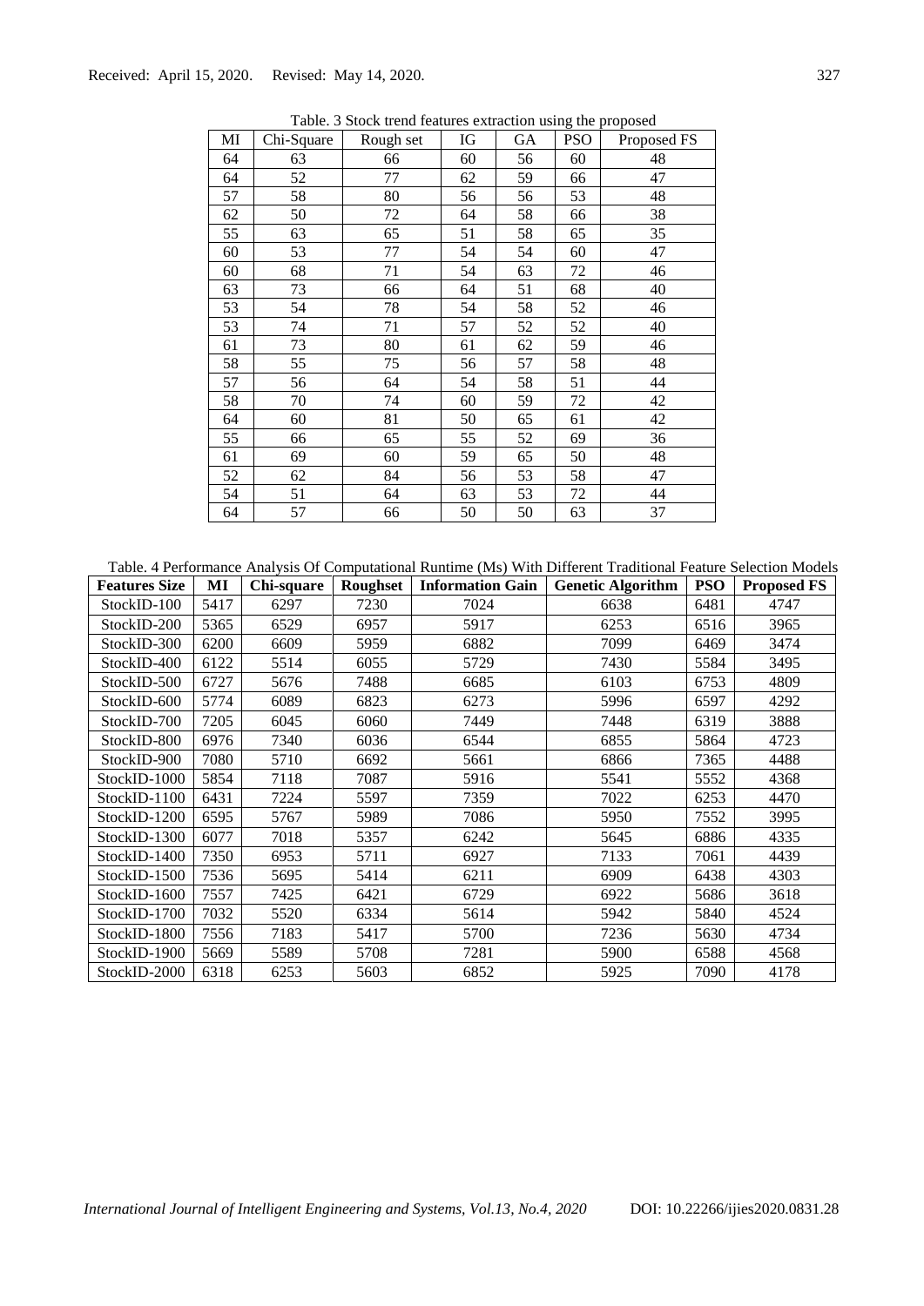Table. 3 Stock trend features extraction using the proposed

| MI | Chi-Square | Rough set | IG | GA | PSO | Proposed FS |
|---|---|---|---|---|---|---|
| 64 | 63 | 66 | 60 | 56 | 60 | 48 |
| 64 | 52 | 77 | 62 | 59 | 66 | 47 |
| 57 | 58 | 80 | 56 | 56 | 53 | 48 |
| 62 | 50 | 72 | 64 | 58 | 66 | 38 |
| 55 | 63 | 65 | 51 | 58 | 65 | 35 |
| 60 | 53 | 77 | 54 | 54 | 60 | 47 |
| 60 | 68 | 71 | 54 | 63 | 72 | 46 |
| 63 | 73 | 66 | 64 | 51 | 68 | 40 |
| 53 | 54 | 78 | 54 | 58 | 52 | 46 |
| 53 | 74 | 71 | 57 | 52 | 52 | 40 |
| 61 | 73 | 80 | 61 | 62 | 59 | 46 |
| 58 | 55 | 75 | 56 | 57 | 58 | 48 |
| 57 | 56 | 64 | 54 | 58 | 51 | 44 |
| 58 | 70 | 74 | 60 | 59 | 72 | 42 |
| 64 | 60 | 81 | 50 | 65 | 61 | 42 |
| 55 | 66 | 65 | 55 | 52 | 69 | 36 |
| 61 | 69 | 60 | 59 | 65 | 50 | 48 |
| 52 | 62 | 84 | 56 | 53 | 58 | 47 |
| 54 | 51 | 64 | 63 | 53 | 72 | 44 |
| 64 | 57 | 66 | 50 | 50 | 63 | 37 |

Table. 4 Performance Analysis Of Computational Runtime (Ms) With Different Traditional Feature Selection Models

| **Features Size** | **MI** | **Chi-square** | **Roughset** | **Information Gain** | **Genetic Algorithm** | **PSO** | **Proposed FS** |
|---|---|---|---|---|---|---|---|
| StockID-100 | 5417 | 6297 | 7230 | 7024 | 6638 | 6481 | 4747 |
| StockID-200 | 5365 | 6529 | 6957 | 5917 | 6253 | 6516 | 3965 |
| StockID-300 | 6200 | 6609 | 5959 | 6882 | 7099 | 6469 | 3474 |
| StockID-400 | 6122 | 5514 | 6055 | 5729 | 7430 | 5584 | 3495 |
| StockID-500 | 6727 | 5676 | 7488 | 6685 | 6103 | 6753 | 4809 |
| StockID-600 | 5774 | 6089 | 6823 | 6273 | 5996 | 6597 | 4292 |
| StockID-700 | 7205 | 6045 | 6060 | 7449 | 7448 | 6319 | 3888 |
| StockID-800 | 6976 | 7340 | 6036 | 6544 | 6855 | 5864 | 4723 |
| StockID-900 | 7080 | 5710 | 6692 | 5661 | 6866 | 7365 | 4488 |
| StockID-1000 | 5854 | 7118 | 7087 | 5916 | 5541 | 5552 | 4368 |
| StockID-1100 | 6431 | 7224 | 5597 | 7359 | 7022 | 6253 | 4470 |
| StockID-1200 | 6595 | 5767 | 5989 | 7086 | 5950 | 7552 | 3995 |
| StockID-1300 | 6077 | 7018 | 5357 | 6242 | 5645 | 6886 | 4335 |
| StockID-1400 | 7350 | 6953 | 5711 | 6927 | 7133 | 7061 | 4439 |
| StockID-1500 | 7536 | 5695 | 5414 | 6211 | 6909 | 6438 | 4303 |
| StockID-1600 | 7557 | 7425 | 6421 | 6729 | 6922 | 5686 | 3618 |
| StockID-1700 | 7032 | 5520 | 6334 | 5614 | 5942 | 5840 | 4524 |
| StockID-1800 | 7556 | 7183 | 5417 | 5700 | 7236 | 5630 | 4734 |
| StockID-1900 | 5669 | 5589 | 5708 | 7281 | 5900 | 6588 | 4568 |
| StockID-2000 | 6318 | 6253 | 5603 | 6852 | 5925 | 7090 | 4178 |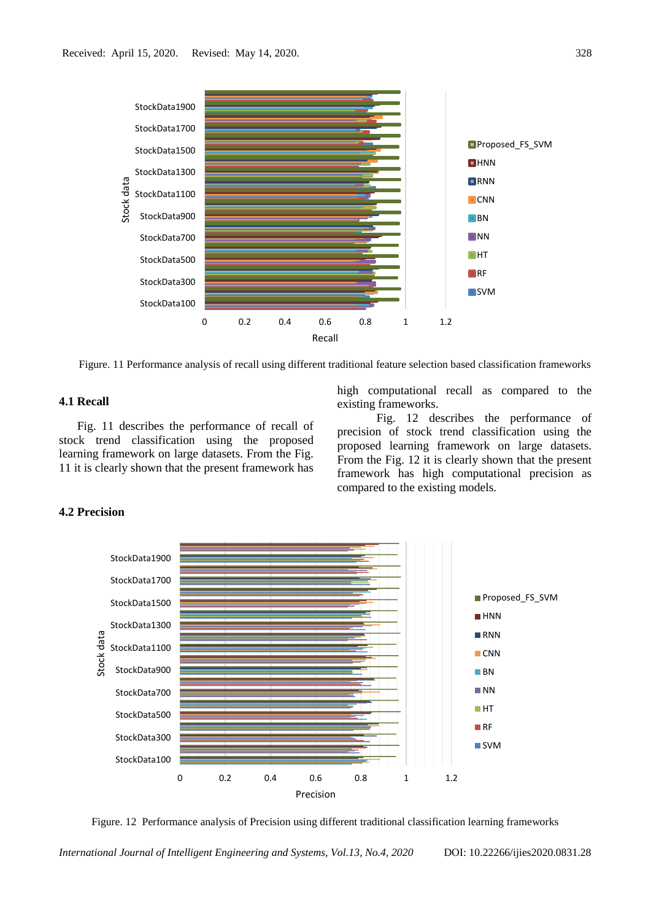Figure. 11 Performance analysis of recall using different traditional feature selection based classification frameworks

### 4.1 Recall

Fig. 11 describes the performance of recall of stock trend classification using the proposed learning framework on large datasets. From the Fig. 11 it is clearly shown that the present framework has high computational recall as compared to the existing frameworks.

Fig. 12 describes the performance of precision of stock trend classification using the proposed learning framework on large datasets. From the Fig. 12 it is clearly shown that the present framework has high computational precision as compared to the existing models.

### 4.2 Precision

Figure. 12 Performance analysis of Precision using different traditional classification learning frameworks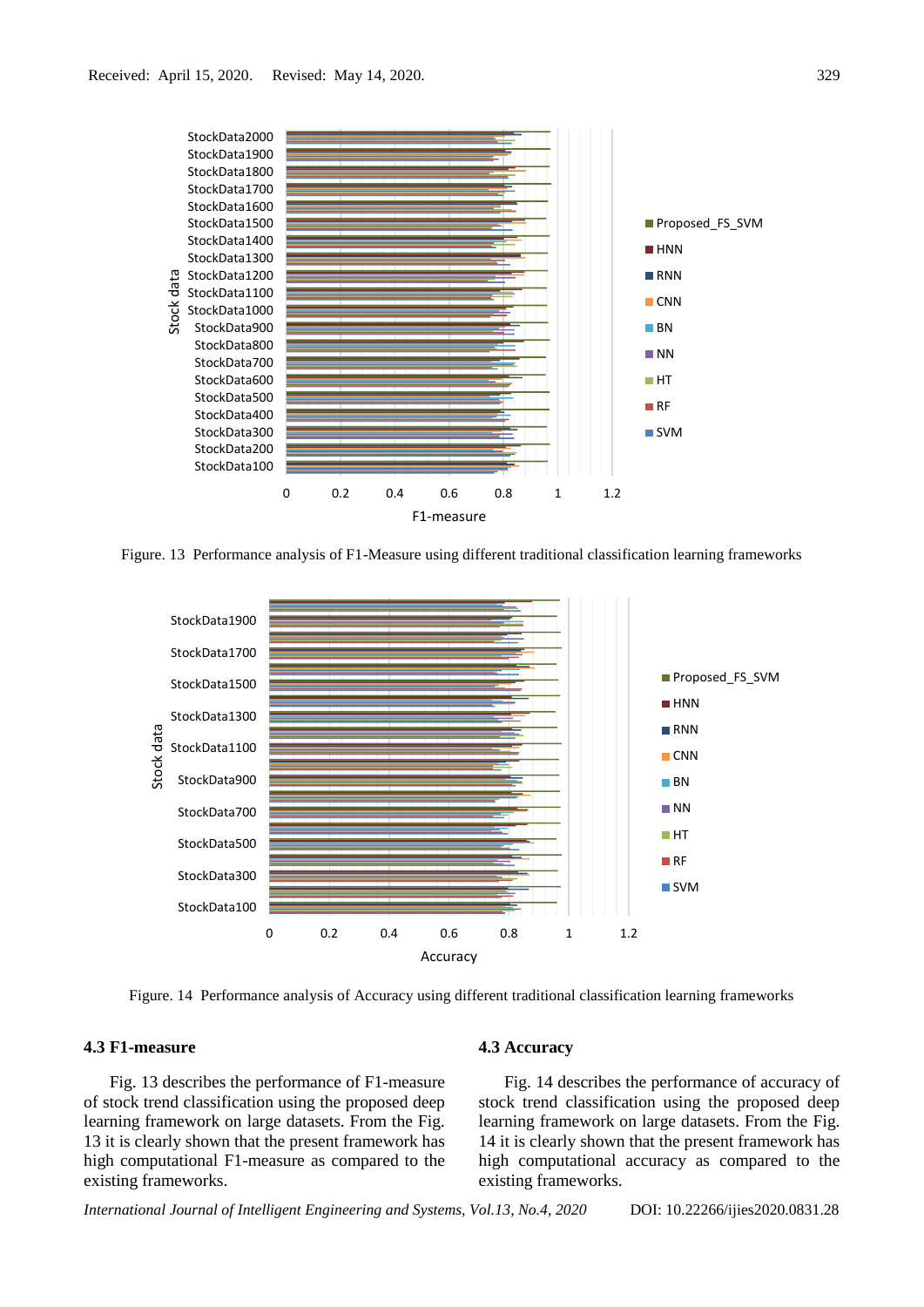Figure. 13 Performance analysis of F1-Measure using different traditional classification learning frameworks

Figure. 14 Performance analysis of Accuracy using different traditional classification learning frameworks

### 4.3 F1-measure

Fig. 13 describes the performance of F1-measure of stock trend classification using the proposed deep learning framework on large datasets. From the Fig. 13 it is clearly shown that the present framework has high computational F1-measure as compared to the existing frameworks.

### 4.3 Accuracy

Fig. 14 describes the performance of accuracy of stock trend classification using the proposed deep learning framework on large datasets. From the Fig. 14 it is clearly shown that the present framework has high computational accuracy as compared to the existing frameworks.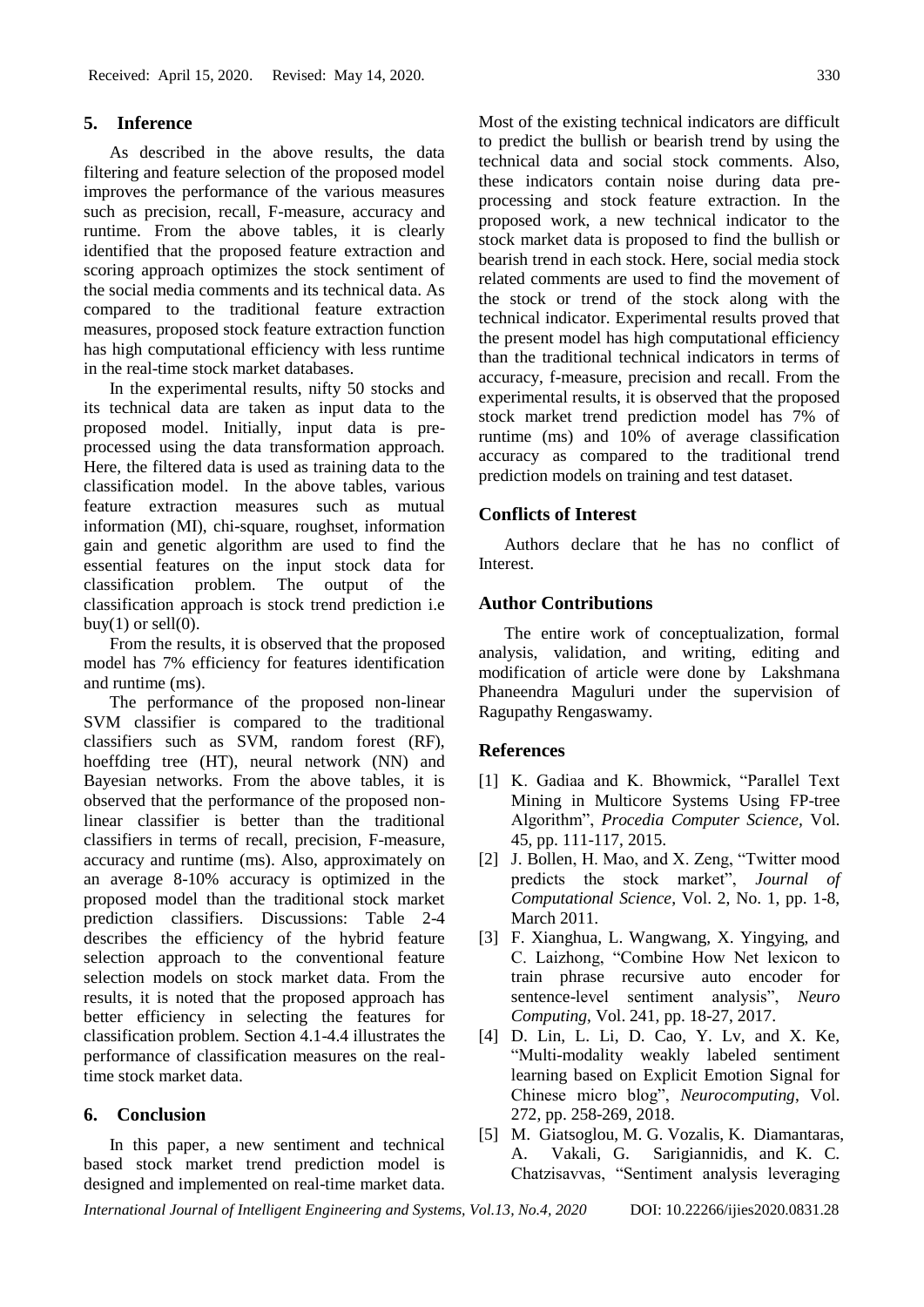## 5. Inference

As described in the above results, the data filtering and feature selection of the proposed model improves the performance of the various measures such as precision, recall, F-measure, accuracy and runtime. From the above tables, it is clearly identified that the proposed feature extraction and scoring approach optimizes the stock sentiment of the social media comments and its technical data. As compared to the traditional feature extraction measures, proposed stock feature extraction function has high computational efficiency with less runtime in the real-time stock market databases.

In the experimental results, nifty 50 stocks and its technical data are taken as input data to the proposed model. Initially, input data is pre-processed using the data transformation approach. Here, the filtered data is used as training data to the classification model. In the above tables, various feature extraction measures such as mutual information (MI), chi-square, roughset, information gain and genetic algorithm are used to find the essential features on the input stock data for classification problem. The output of the classification approach is stock trend prediction i.e buy(1) or sell(0).

From the results, it is observed that the proposed model has 7% efficiency for features identification and runtime (ms).

The performance of the proposed non-linear SVM classifier is compared to the traditional classifiers such as SVM, random forest (RF), hoeffding tree (HT), neural network (NN) and Bayesian networks. From the above tables, it is observed that the performance of the proposed non-linear classifier is better than the traditional classifiers in terms of recall, precision, F-measure, accuracy and runtime (ms). Also, approximately on an average 8-10% accuracy is optimized in the proposed model than the traditional stock market prediction classifiers. Discussions: Table 2-4 describes the efficiency of the hybrid feature selection approach to the conventional feature selection models on stock market data. From the results, it is noted that the proposed approach has better efficiency in selecting the features for classification problem. Section 4.1-4.4 illustrates the performance of classification measures on the real-time stock market data.

## 6. Conclusion

In this paper, a new sentiment and technical based stock market trend prediction model is designed and implemented on real-time market data. Most of the existing technical indicators are difficult to predict the bullish or bearish trend by using the technical data and social stock comments. Also, these indicators contain noise during data pre-processing and stock feature extraction. In the proposed work, a new technical indicator to the stock market data is proposed to find the bullish or bearish trend in each stock. Here, social media stock related comments are used to find the movement of the stock or trend of the stock along with the technical indicator. Experimental results proved that the present model has high computational efficiency than the traditional technical indicators in terms of accuracy, f-measure, precision and recall. From the experimental results, it is observed that the proposed stock market trend prediction model has 7% of runtime (ms) and 10% of average classification accuracy as compared to the traditional trend prediction models on training and test dataset.

## Conflicts of Interest

Authors declare that he has no conflict of Interest.

## Author Contributions

The entire work of conceptualization, formal analysis, validation, and writing, editing and modification of article were done by Lakshmana Phaneendra Maguluri under the supervision of Ragupathy Rengaswamy.

## References

[1] K. Gadiaa and K. Bhowmick, "Parallel Text Mining in Multicore Systems Using FP-tree Algorithm", *Procedia Computer Science*, Vol. 45, pp. 111-117, 2015.

[2] J. Bollen, H. Mao, and X. Zeng, "Twitter mood predicts the stock market", *Journal of Computational Science*, Vol. 2, No. 1, pp. 1-8, March 2011.

[3] F. Xianghua, L. Wangwang, X. Yingying, and C. Laizhong, "Combine How Net lexicon to train phrase recursive auto encoder for sentence-level sentiment analysis", *Neuro Computing*, Vol. 241, pp. 18-27, 2017.

[4] D. Lin, L. Li, D. Cao, Y. Lv, and X. Ke, "Multi-modality weakly labeled sentiment learning based on Explicit Emotion Signal for Chinese micro blog", *Neurocomputing*, Vol. 272, pp. 258-269, 2018.

[5] M. Giatsoglou, M. G. Vozalis, K. Diamantaras, A. Vakali, G. Sarigiannidis, and K. C. Chatzisavvas, "Sentiment analysis leveraging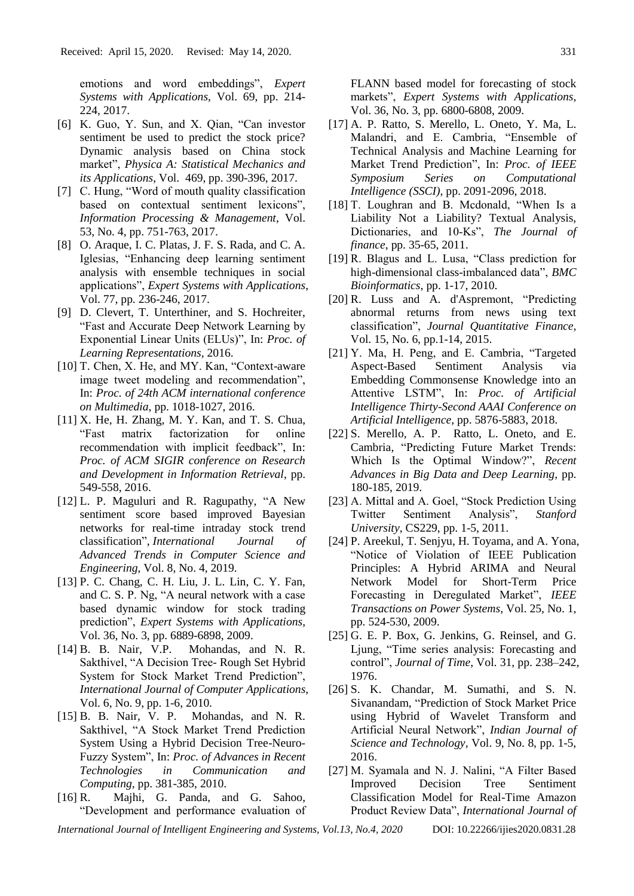emotions and word embeddings", *Expert Systems with Applications*, Vol. 69, pp. 214-224, 2017.

[6] K. Guo, Y. Sun, and X. Qian, "Can investor sentiment be used to predict the stock price? Dynamic analysis based on China stock market", *Physica A: Statistical Mechanics and its Applications*, Vol. 469, pp. 390-396, 2017.

[7] C. Hung, "Word of mouth quality classification based on contextual sentiment lexicons", *Information Processing & Management*, Vol. 53, No. 4, pp. 751-763, 2017.

[8] O. Araque, I. C. Platas, J. F. S. Rada, and C. A. Iglesias, "Enhancing deep learning sentiment analysis with ensemble techniques in social applications", *Expert Systems with Applications*, Vol. 77, pp. 236-246, 2017.

[9] D. Clevert, T. Unterthiner, and S. Hochreiter, "Fast and Accurate Deep Network Learning by Exponential Linear Units (ELUs)", In: *Proc. of Learning Representations*, 2016.

[10] T. Chen, X. He, and MY. Kan, "Context-aware image tweet modeling and recommendation", In: *Proc. of 24th ACM international conference on Multimedia*, pp. 1018-1027, 2016.

[11] X. He, H. Zhang, M. Y. Kan, and T. S. Chua, "Fast matrix factorization for online recommendation with implicit feedback", In: *Proc. of ACM SIGIR conference on Research and Development in Information Retrieval*, pp. 549-558, 2016.

[12] L. P. Maguluri and R. Ragupathy, "A New sentiment score based improved Bayesian networks for real-time intraday stock trend classification", *International Journal of Advanced Trends in Computer Science and Engineering*, Vol. 8, No. 4, 2019.

[13] P. C. Chang, C. H. Liu, J. L. Lin, C. Y. Fan, and C. S. P. Ng, "A neural network with a case based dynamic window for stock trading prediction", *Expert Systems with Applications*, Vol. 36, No. 3, pp. 6889-6898, 2009.

[14] B. B. Nair, V.P. Mohandas, and N. R. Sakthivel, "A Decision Tree- Rough Set Hybrid System for Stock Market Trend Prediction", *International Journal of Computer Applications*, Vol. 6, No. 9, pp. 1-6, 2010.

[15] B. B. Nair, V. P. Mohandas, and N. R. Sakthivel, "A Stock Market Trend Prediction System Using a Hybrid Decision Tree-Neuro-Fuzzy System", In: *Proc. of Advances in Recent Technologies in Communication and Computing*, pp. 381-385, 2010.

[16] R. Majhi, G. Panda, and G. Sahoo, "Development and performance evaluation of FLANN based model for forecasting of stock markets", *Expert Systems with Applications*, Vol. 36, No. 3, pp. 6800-6808, 2009.

[17] A. P. Ratto, S. Merello, L. Oneto, Y. Ma, L. Malandri, and E. Cambria, "Ensemble of Technical Analysis and Machine Learning for Market Trend Prediction", In: *Proc. of IEEE Symposium Series on Computational Intelligence (SSCI)*, pp. 2091-2096, 2018.

[18] T. Loughran and B. Mcdonald, "When Is a Liability Not a Liability? Textual Analysis, Dictionaries, and 10-Ks", *The Journal of finance*, pp. 35-65, 2011.

[19] R. Blagus and L. Lusa, "Class prediction for high-dimensional class-imbalanced data", *BMC Bioinformatics*, pp. 1-17, 2010.

[20] R. Luss and A. d'Aspremont, "Predicting abnormal returns from news using text classification", *Journal Quantitative Finance*, Vol. 15, No. 6, pp.1-14, 2015.

[21] Y. Ma, H. Peng, and E. Cambria, "Targeted Aspect-Based Sentiment Analysis via Embedding Commonsense Knowledge into an Attentive LSTM", In: *Proc. of Artificial Intelligence Thirty-Second AAAI Conference on Artificial Intelligence*, pp. 5876-5883, 2018.

[22] S. Merello, A. P. Ratto, L. Oneto, and E. Cambria, "Predicting Future Market Trends: Which Is the Optimal Window?", *Recent Advances in Big Data and Deep Learning*, pp. 180-185, 2019.

[23] A. Mittal and A. Goel, "Stock Prediction Using Twitter Sentiment Analysis", *Stanford University*, CS229, pp. 1-5, 2011.

[24] P. Areekul, T. Senjyu, H. Toyama, and A. Yona, "Notice of Violation of IEEE Publication Principles: A Hybrid ARIMA and Neural Network Model for Short-Term Price Forecasting in Deregulated Market", *IEEE Transactions on Power Systems*, Vol. 25, No. 1, pp. 524-530, 2009.

[25] G. E. P. Box, G. Jenkins, G. Reinsel, and G. Ljung, "Time series analysis: Forecasting and control", *Journal of Time*, Vol. 31, pp. 238–242, 1976.

[26] S. K. Chandar, M. Sumathi, and S. N. Sivanandam, "Prediction of Stock Market Price using Hybrid of Wavelet Transform and Artificial Neural Network", *Indian Journal of Science and Technology*, Vol. 9, No. 8, pp. 1-5, 2016.

[27] M. Syamala and N. J. Nalini, "A Filter Based Improved Decision Tree Sentiment Classification Model for Real-Time Amazon Product Review Data", *International Journal of*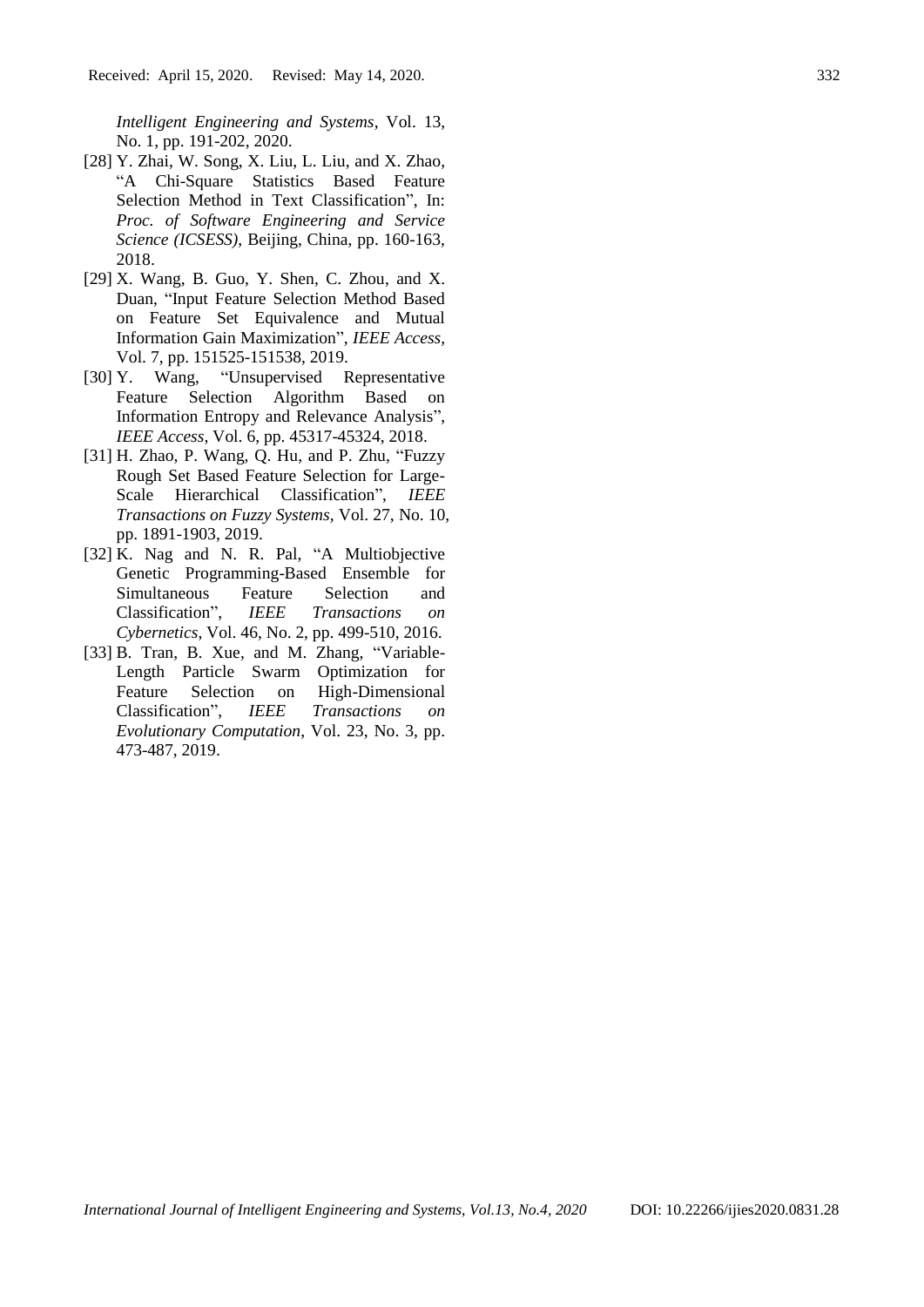*Intelligent Engineering and Systems*, Vol. 13, No. 1, pp. 191-202, 2020.

[28] Y. Zhai, W. Song, X. Liu, L. Liu, and X. Zhao, "A Chi-Square Statistics Based Feature Selection Method in Text Classification", In: *Proc. of Software Engineering and Service Science (ICSESS)*, Beijing, China, pp. 160-163, 2018.

[29] X. Wang, B. Guo, Y. Shen, C. Zhou, and X. Duan, "Input Feature Selection Method Based on Feature Set Equivalence and Mutual Information Gain Maximization", *IEEE Access*, Vol. 7, pp. 151525-151538, 2019.

[30] Y. Wang, "Unsupervised Representative Feature Selection Algorithm Based on Information Entropy and Relevance Analysis", *IEEE Access*, Vol. 6, pp. 45317-45324, 2018.

[31] H. Zhao, P. Wang, Q. Hu, and P. Zhu, "Fuzzy Rough Set Based Feature Selection for Large-Scale Hierarchical Classification", *IEEE Transactions on Fuzzy Systems*, Vol. 27, No. 10, pp. 1891-1903, 2019.

[32] K. Nag and N. R. Pal, "A Multiobjective Genetic Programming-Based Ensemble for Simultaneous Feature Selection and Classification", *IEEE Transactions on Cybernetics*, Vol. 46, No. 2, pp. 499-510, 2016.

[33] B. Tran, B. Xue, and M. Zhang, "Variable-Length Particle Swarm Optimization for Feature Selection on High-Dimensional Classification", *IEEE Transactions on Evolutionary Computation*, Vol. 23, No. 3, pp. 473-487, 2019.